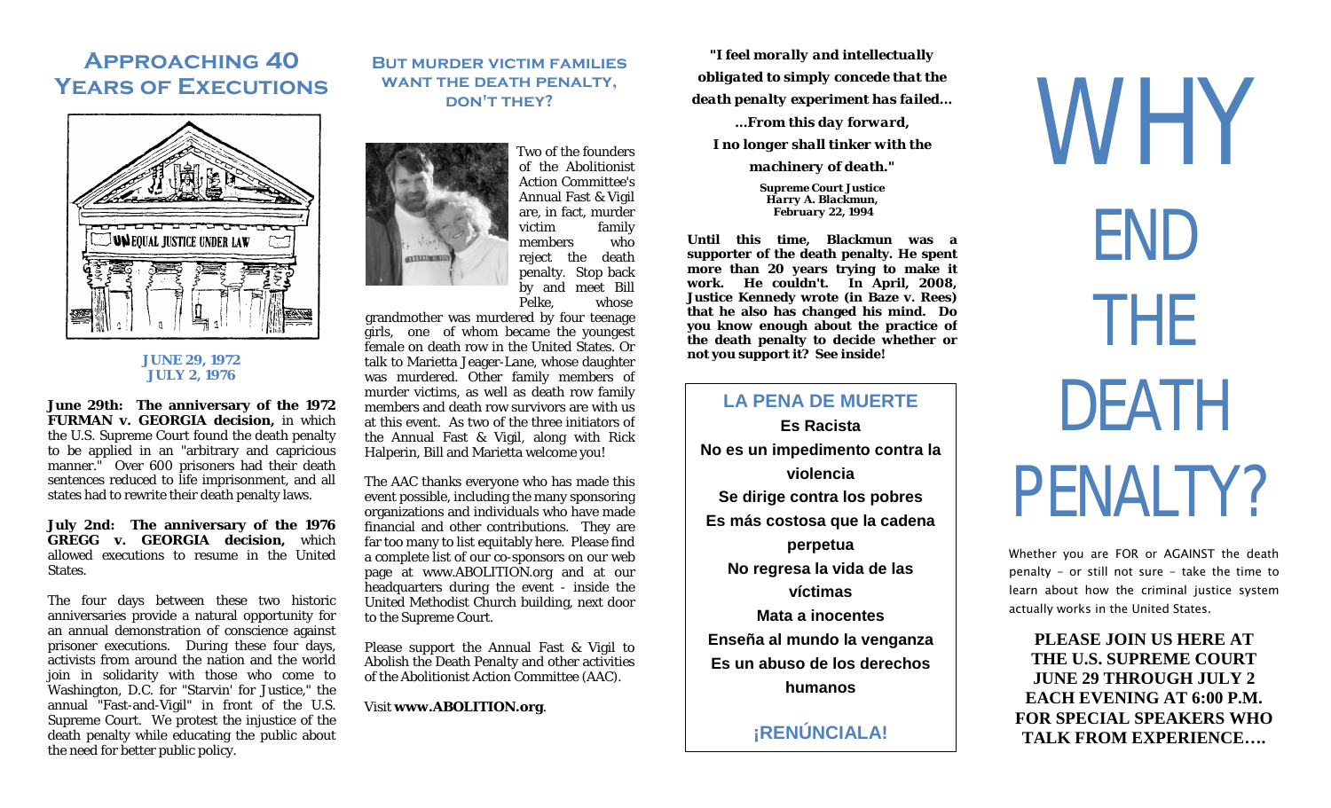# Approaching 40 Years of Executions

**JUNE 29, 1972**
**JULY 2, 1976**

**June 29th: The anniversary of the 1972 FURMAN v. GEORGIA decision,** in which the U.S. Supreme Court found the death penalty to be applied in an "arbitrary and capricious manner." Over 600 prisoners had their death sentences reduced to life imprisonment, and all states had to rewrite their death penalty laws.

**July 2nd: The anniversary of the 1976 GREGG v. GEORGIA decision,** which allowed executions to resume in the United States.

The four days between these two historic anniversaries provide a natural opportunity for an annual demonstration of conscience against prisoner executions. During these four days, activists from around the nation and the world join in solidarity with those who come to Washington, D.C. for "Starvin' for Justice," the annual "Fast-and-Vigil" in front of the U.S. Supreme Court. We protest the injustice of the death penalty while educating the public about the need for better public policy.

# But murder victim families want the death penalty, don't they?

Two of the founders of the Abolitionist Action Committee's Annual Fast & Vigil are, in fact, murder victim family members who reject the death penalty. Stop back by and meet Bill Pelke, whose grandmother was murdered by four teenage girls, one of whom became the youngest female on death row in the United States. Or talk to Marietta Jeager-Lane, whose daughter was murdered. Other family members of murder victims, as well as death row family members and death row survivors are with us at this event. As two of the three initiators of the Annual Fast & Vigil, along with Rick Halperin, Bill and Marietta welcome you!

The AAC thanks everyone who has made this event possible, including the many sponsoring organizations and individuals who have made financial and other contributions. They are far too many to list equitably here. Please find a complete list of our co-sponsors on our web page at www.ABOLITION.org and at our headquarters during the event - inside the United Methodist Church building, next door to the Supreme Court.

Please support the Annual Fast & Vigil to Abolish the Death Penalty and other activities of the Abolitionist Action Committee (AAC).

Visit **www.ABOLITION.org**.

***"I feel morally and intellectually obligated to simply concede that the death penalty experiment has failed… …From this day forward, I no longer shall tinker with the machinery of death."***

**Supreme Court Justice Harry A. Blackmun, February 22, 1994**

**Until this time, Blackmun was a supporter of the death penalty. He spent more than 20 years trying to make it work. He couldn't. In April, 2008, Justice Kennedy wrote (in Baze v. Rees) that he also has changed his mind. Do you know enough about the practice of the death penalty to decide whether or not you support it? See inside!**

## LA PENA DE MUERTE

**Es Racista**
**No es un impedimento contra la violencia**
**Se dirige contra los pobres**
**Es más costosa que la cadena perpetua**
**No regresa la vida de las víctimas**
**Mata a inocentes**
**Enseña al mundo la venganza**
**Es un abuso de los derechos humanos**

**¡RENÚNCIALA!**

# WHY END THE DEATH PENALTY?

Whether you are FOR or AGAINST the death penalty – or still not sure – take the time to learn about how the criminal justice system actually works in the United States.

**PLEASE JOIN US HERE AT THE U.S. SUPREME COURT JUNE 29 THROUGH JULY 2 EACH EVENING AT 6:00 P.M. FOR SPECIAL SPEAKERS WHO TALK FROM EXPERIENCE….**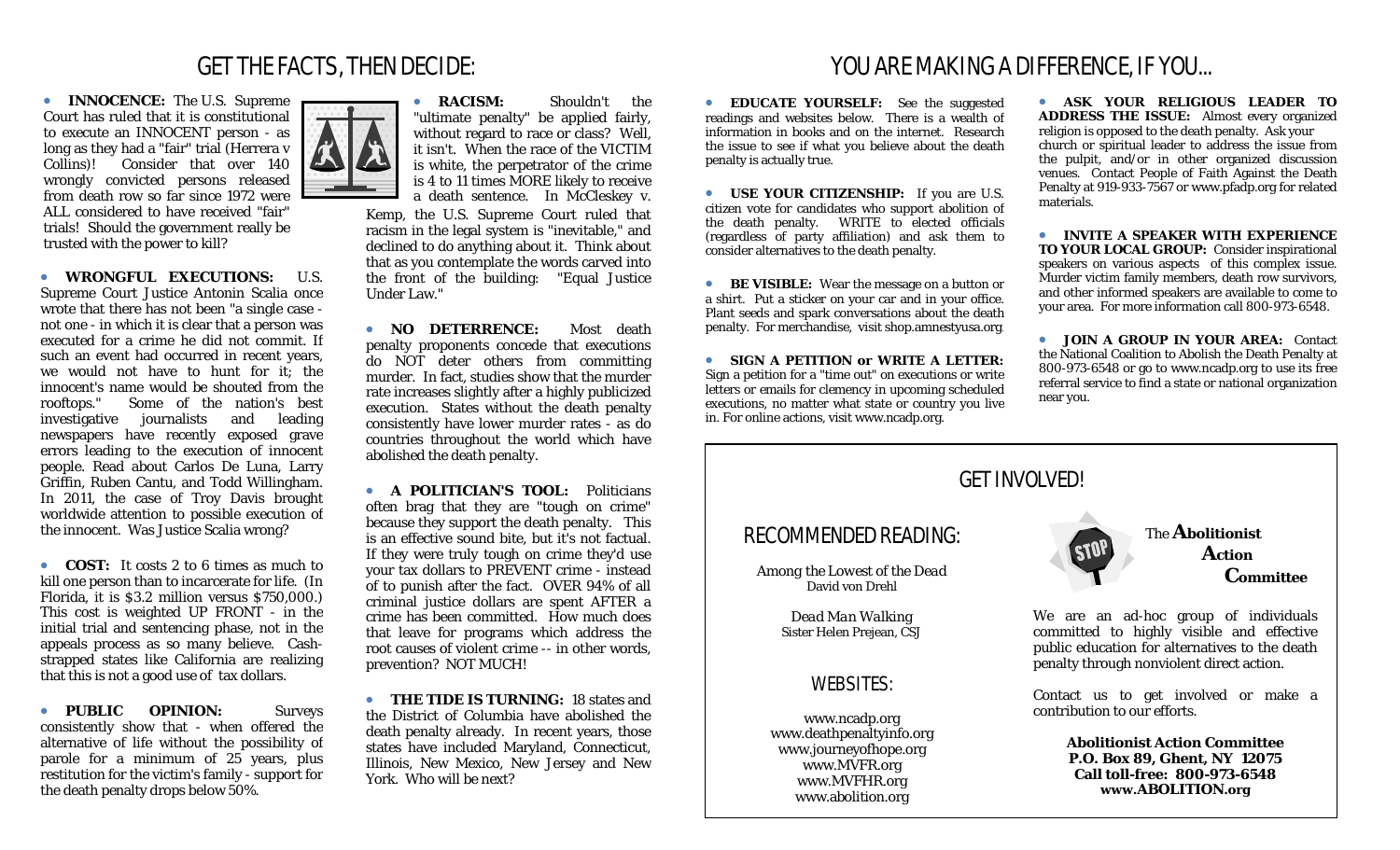# GET THE FACTS, THEN DECIDE:

- **INNOCENCE:** The U.S. Supreme Court has ruled that it is constitutional to execute an INNOCENT person - as long as they had a "fair" trial (Herrera v Collins)! Consider that over 140 wrongly convicted persons released from death row so far since 1972 were ALL considered to have received "fair" trials! Should the government really be trusted with the power to kill?

- **WRONGFUL EXECUTIONS:** U.S. Supreme Court Justice Antonin Scalia once wrote that there has not been "a single case - not one - in which it is clear that a person was executed for a crime he did not commit. If such an event had occurred in recent years, we would not have to hunt for it; the innocent's name would be shouted from the rooftops." Some of the nation's best investigative journalists and leading newspapers have recently exposed grave errors leading to the execution of innocent people. Read about Carlos De Luna, Larry Griffin, Ruben Cantu, and Todd Willingham. In 2011, the case of Troy Davis brought worldwide attention to possible execution of the innocent. Was Justice Scalia wrong?

- **COST:** It costs 2 to 6 times as much to kill one person than to incarcerate for life. (In Florida, it is $3.2 million versus $750,000.) This cost is weighted UP FRONT - in the initial trial and sentencing phase, not in the appeals process as so many believe. Cash-strapped states like California are realizing that this is not a good use of tax dollars.

- **PUBLIC OPINION:** Surveys consistently show that - when offered the alternative of life without the possibility of parole for a minimum of 25 years, plus restitution for the victim's family - support for the death penalty drops below 50%.

- **RACISM:** Shouldn't the "ultimate penalty" be applied fairly, without regard to race or class? Well, it isn't. When the race of the VICTIM is white, the perpetrator of the crime is 4 to 11 times MORE likely to receive a death sentence. In McCleskey v. Kemp, the U.S. Supreme Court ruled that racism in the legal system is "inevitable," and declined to do anything about it. Think about that as you contemplate the words carved into the front of the building: "Equal Justice Under Law."

- **NO DETERRENCE:** Most death penalty proponents concede that executions do NOT deter others from committing murder. In fact, studies show that the murder rate increases slightly after a highly publicized execution. States without the death penalty consistently have lower murder rates - as do countries throughout the world which have abolished the death penalty.

- **A POLITICIAN'S TOOL:** Politicians often brag that they are "tough on crime" because they support the death penalty. This is an effective sound bite, but it's not factual. If they were truly tough on crime they'd use your tax dollars to PREVENT crime - instead of to punish after the fact. OVER 94% of all criminal justice dollars are spent AFTER a crime has been committed. How much does that leave for programs which address the root causes of violent crime -- in other words, prevention? NOT MUCH!

- **THE TIDE IS TURNING:** 18 states and the District of Columbia have abolished the death penalty already. In recent years, those states have included Maryland, Connecticut, Illinois, New Mexico, New Jersey and New York. Who will be next?

# YOU ARE MAKING A DIFFERENCE, IF YOU...

- **EDUCATE YOURSELF:** See the suggested readings and websites below. There is a wealth of information in books and on the internet. Research the issue to see if what you believe about the death penalty is actually true.

- **USE YOUR CITIZENSHIP:** If you are U.S. citizen vote for candidates who support abolition of the death penalty. WRITE to elected officials (regardless of party affiliation) and ask them to consider alternatives to the death penalty.

- **BE VISIBLE:** Wear the message on a button or a shirt. Put a sticker on your car and in your office. Plant seeds and spark conversations about the death penalty. For merchandise, visit shop.amnestyusa.org.

- **SIGN A PETITION or WRITE A LETTER:** Sign a petition for a "time out" on executions or write letters or emails for clemency in upcoming scheduled executions, no matter what state or country you live in. For online actions, visit www.ncadp.org.

- **ASK YOUR RELIGIOUS LEADER TO ADDRESS THE ISSUE:** Almost every organized religion is opposed to the death penalty. Ask your church or spiritual leader to address the issue from the pulpit, and/or in other organized discussion venues. Contact People of Faith Against the Death Penalty at 919-933-7567 or www.pfadp.org for related materials.

- **INVITE A SPEAKER WITH EXPERIENCE TO YOUR LOCAL GROUP:** Consider inspirational speakers on various aspects of this complex issue. Murder victim family members, death row survivors, and other informed speakers are available to come to your area. For more information call 800-973-6548.

- **JOIN A GROUP IN YOUR AREA:** Contact the National Coalition to Abolish the Death Penalty at 800-973-6548 or go to www.ncadp.org to use its free referral service to find a state or national organization near you.

## GET INVOLVED!

### RECOMMENDED READING:

*Among the Lowest of the Dead*
David von Drehl

*Dead Man Walking*
Sister Helen Prejean, CSJ

### WEBSITES:

www.ncadp.org
www.deathpenaltyinfo.org
www.journeyofhope.org
www.MVFR.org
www.MVFHR.org
www.abolition.org

### The Abolitionist Action Committee

We are an ad-hoc group of individuals committed to highly visible and effective public education for alternatives to the death penalty through nonviolent direct action.

Contact us to get involved or make a contribution to our efforts.

**Abolitionist Action Committee**
**P.O. Box 89, Ghent, NY 12075**
**Call toll-free: 800-973-6548**
**www.ABOLITION.org**